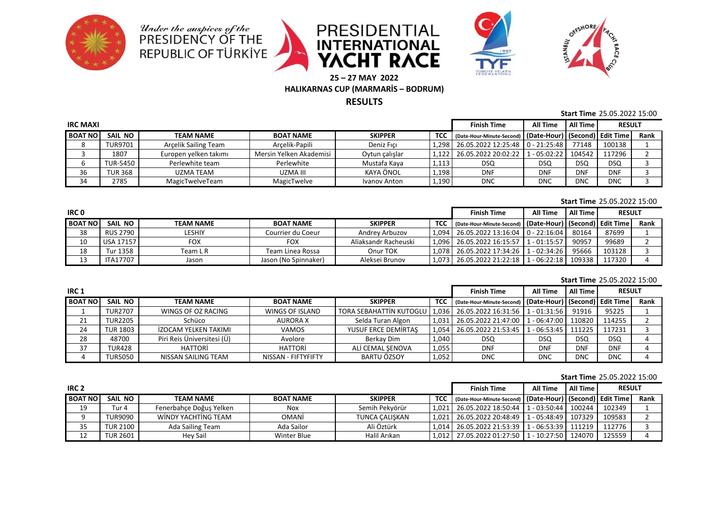Under the auspices of the
PRESIDENCY OF THE REPUBLIC OF TÜRKİYE

# PRESIDENTIAL INTERNATIONAL YACHT RACE

**25 – 27 MAY 2022**

**HALIKARNAS CUP (MARMARİS – BODRUM)**

## RESULTS

**Start Time** 25.05.2022 15:00

| IRC MAXI | | | | | | Finish Time | All Time | All Time | RESULT | |
|---|---|---|---|---|---|---|---|---|---|---|
| BOAT NO | SAIL NO | TEAM NAME | BOAT NAME | SKIPPER | TCC | (Date-Hour-Minute-Second) | (Date-Hour) | (Second) | Edit Time | Rank |
| 8 | TUR9701 | Arçelik Sailing Team | Arçelik-Papili | Deniz Fıçı | 1,298 | 26.05.2022 12:25:48 | 0 - 21:25:48 | 77148 | 100138 | 1 |
| 3 | 1807 | Europen yelken takımı | Mersin Yelken Akademisi | Oytun çalışlar | 1,122 | 26.05.2022 20:02:22 | 1 - 05:02:22 | 104542 | 117296 | 2 |
| 6 | TUR-5450 | Perlewhite team | Perlewhite | Mustafa Kaya | 1,113 | DSQ | DSQ | DSQ | DSQ | 3 |
| 36 | TUR 368 | UZMA TEAM | UZMA III | KAYA ÖNOL | 1,198 | DNF | DNF | DNF | DNF | 3 |
| 34 | 2785 | MagicTwelveTeam | MagicTwelve | Ivanov Anton | 1,190 | DNC | DNC | DNC | DNC | 3 |

**Start Time** 25.05.2022 15:00

| IRC 0 | | | | | | Finish Time | All Time | All Time | RESULT | |
|---|---|---|---|---|---|---|---|---|---|---|
| BOAT NO | SAIL NO | TEAM NAME | BOAT NAME | SKIPPER | TCC | (Date-Hour-Minute-Second) | (Date-Hour) | (Second) | Edit Time | Rank |
| 38 | RUS 2790 | LESHIY | Courrier du Coeur | Andrey Arbuzov | 1,094 | 26.05.2022 13:16:04 | 0 - 22:16:04 | 80164 | 87699 | 1 |
| 10 | USA 17157 | FOX | FOX | Aliaksandr Racheuski | 1,096 | 26.05.2022 16:15:57 | 1 - 01:15:57 | 90957 | 99689 | 2 |
| 18 | Tur 1358 | Team L R | Team Linea Rossa | Onur TOK | 1,078 | 26.05.2022 17:34:26 | 1 - 02:34:26 | 95666 | 103128 | 3 |
| 13 | ITA17707 | Jason | Jason (No Spinnaker) | Aleksei Brunov | 1,073 | 26.05.2022 21:22:18 | 1 - 06:22:18 | 109338 | 117320 | 4 |

**Start Time** 25.05.2022 15:00

| IRC 1 | | | | | | Finish Time | All Time | All Time | RESULT | |
|---|---|---|---|---|---|---|---|---|---|---|
| BOAT NO | SAIL NO | TEAM NAME | BOAT NAME | SKIPPER | TCC | (Date-Hour-Minute-Second) | (Date-Hour) | (Second) | Edit Time | Rank |
| 1 | TUR2707 | WINGS OF OZ RACING | WINGS OF ISLAND | TORA SEBAHATTİN KUTOGLU | 1,036 | 26.05.2022 16:31:56 | 1 - 01:31:56 | 91916 | 95225 | 1 |
| 21 | TUR2205 | Schüco | AURORA X | Selda Turan Algon | 1,031 | 26.05.2022 21:47:00 | 1 - 06:47:00 | 110820 | 114255 | 2 |
| 24 | TUR 1803 | İZOCAM YELKEN TAKIMI | VAMOS | YUSUF ERCE DEMİRTAŞ | 1,054 | 26.05.2022 21:53:45 | 1 - 06:53:45 | 111225 | 117231 | 3 |
| 28 | 48700 | Piri Reis Üniversitesi (Ü) | Avolore | Berkay Dim | 1,040 | DSQ | DSQ | DSQ | DSQ | 4 |
| 37 | TUR428 | HATTORİ | HATTORİ | ALİ CEMAL ŞENOVA | 1,055 | DNF | DNF | DNF | DNF | 4 |
| 4 | TUR5050 | NISSAN SAILING TEAM | NISSAN - FIFTYFIFTY | BARTU ÖZSOY | 1,052 | DNC | DNC | DNC | DNC | 4 |

**Start Time** 25.05.2022 15:00

| IRC 2 | | | | | | Finish Time | All Time | All Time | RESULT | |
|---|---|---|---|---|---|---|---|---|---|---|
| BOAT NO | SAIL NO | TEAM NAME | BOAT NAME | SKIPPER | TCC | (Date-Hour-Minute-Second) | (Date-Hour) | (Second) | Edit Time | Rank |
| 19 | Tur 4 | Fenerbahçe Doğuş Yelken | Nox | Semih Pekyörür | 1,021 | 26.05.2022 18:50:44 | 1 - 03:50:44 | 100244 | 102349 | 1 |
| 9 | TUR9090 | WİNDY YACHTİNG TEAM | OMANİ | TUNCA ÇALIŞKAN | 1,021 | 26.05.2022 20:48:49 | 1 - 05:48:49 | 107329 | 109583 | 2 |
| 35 | TUR 2100 | Ada Sailing Team | Ada Sailor | Ali Öztürk | 1,014 | 26.05.2022 21:53:39 | 1 - 06:53:39 | 111219 | 112776 | 3 |
| 12 | TUR 2601 | Hey Sail | Winter Blue | Halil Arıkan | 1,012 | 27.05.2022 01:27:50 | 1 - 10:27:50 | 124070 | 125559 | 4 |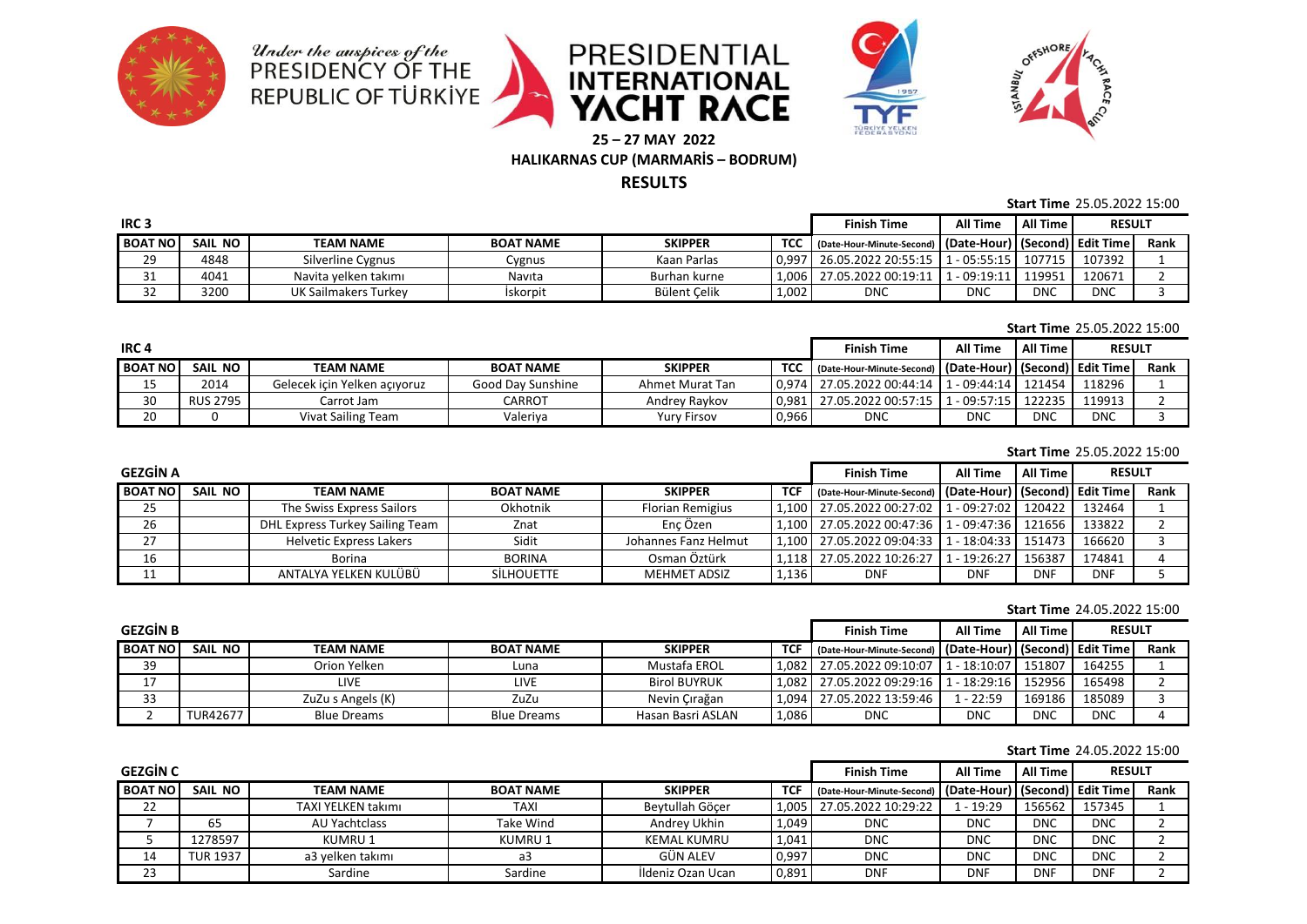*Under the auspices of the*
PRESIDENCY OF THE REPUBLIC OF TÜRKİYE

# PRESIDENTIAL INTERNATIONAL YACHT RACE

**25 – 27 MAY 2022**

**HALIKARNAS CUP (MARMARİS – BODRUM)**

## RESULTS

**Start Time** 25.05.2022 15:00

| IRC 3 | | | | | | Finish Time | All Time | All Time | RESULT | |
|---|---|---|---|---|---|---|---|---|---|---|
| **BOAT NO** | **SAIL NO** | **TEAM NAME** | **BOAT NAME** | **SKIPPER** | **TCC** | **(Date-Hour-Minute-Second)** | **(Date-Hour)** | **(Second)** | **Edit Time** | **Rank** |
| 29 | 4848 | Silverline Cygnus | Cygnus | Kaan Parlas | 0,997 | 26.05.2022 20:55:15 | 1 - 05:55:15 | 107715 | 107392 | 1 |
| 31 | 4041 | Navita yelken takımı | Navıta | Burhan kurne | 1,006 | 27.05.2022 00:19:11 | 1 - 09:19:11 | 119951 | 120671 | 2 |
| 32 | 3200 | UK Sailmakers Turkey | İskorpit | Bülent Çelik | 1,002 | DNC | DNC | DNC | DNC | 3 |

**Start Time** 25.05.2022 15:00

| IRC 4 | | | | | | Finish Time | All Time | All Time | RESULT | |
|---|---|---|---|---|---|---|---|---|---|---|
| **BOAT NO** | **SAIL NO** | **TEAM NAME** | **BOAT NAME** | **SKIPPER** | **TCC** | **(Date-Hour-Minute-Second)** | **(Date-Hour)** | **(Second)** | **Edit Time** | **Rank** |
| 15 | 2014 | Gelecek için Yelken açıyoruz | Good Day Sunshine | Ahmet Murat Tan | 0,974 | 27.05.2022 00:44:14 | 1 - 09:44:14 | 121454 | 118296 | 1 |
| 30 | RUS 2795 | Carrot Jam | CARROT | Andrey Raykov | 0,981 | 27.05.2022 00:57:15 | 1 - 09:57:15 | 122235 | 119913 | 2 |
| 20 | 0 | Vivat Sailing Team | Valeriya | Yury Firsov | 0,966 | DNC | DNC | DNC | DNC | 3 |

**Start Time** 25.05.2022 15:00

| GEZGİN A | | | | | | Finish Time | All Time | All Time | RESULT | |
|---|---|---|---|---|---|---|---|---|---|---|
| **BOAT NO** | **SAIL NO** | **TEAM NAME** | **BOAT NAME** | **SKIPPER** | **TCF** | **(Date-Hour-Minute-Second)** | **(Date-Hour)** | **(Second)** | **Edit Time** | **Rank** |
| 25 | | The Swiss Express Sailors | Okhotnik | Florian Remigius | 1,100 | 27.05.2022 00:27:02 | 1 - 09:27:02 | 120422 | 132464 | 1 |
| 26 | | DHL Express Turkey Sailing Team | Znat | Enç Özen | 1,100 | 27.05.2022 00:47:36 | 1 - 09:47:36 | 121656 | 133822 | 2 |
| 27 | | Helvetic Express Lakers | Sidit | Johannes Fanz Helmut | 1,100 | 27.05.2022 09:04:33 | 1 - 18:04:33 | 151473 | 166620 | 3 |
| 16 | | Borina | BORINA | Osman Öztürk | 1,118 | 27.05.2022 10:26:27 | 1 - 19:26:27 | 156387 | 174841 | 4 |
| 11 | | ANTALYA YELKEN KULÜBÜ | SİLHOUETTE | MEHMET ADSIZ | 1,136 | DNF | DNF | DNF | DNF | 5 |

**Start Time** 24.05.2022 15:00

| GEZGİN B | | | | | | Finish Time | All Time | All Time | RESULT | |
|---|---|---|---|---|---|---|---|---|---|---|
| **BOAT NO** | **SAIL NO** | **TEAM NAME** | **BOAT NAME** | **SKIPPER** | **TCF** | **(Date-Hour-Minute-Second)** | **(Date-Hour)** | **(Second)** | **Edit Time** | **Rank** |
| 39 | | Orion Yelken | Luna | Mustafa EROL | 1,082 | 27.05.2022 09:10:07 | 1 - 18:10:07 | 151807 | 164255 | 1 |
| 17 | | LIVE | LIVE | Birol BUYRUK | 1,082 | 27.05.2022 09:29:16 | 1 - 18:29:16 | 152956 | 165498 | 2 |
| 33 | | ZuZu s Angels (K) | ZuZu | Nevin Çırağan | 1,094 | 27.05.2022 13:59:46 | 1 - 22:59 | 169186 | 185089 | 3 |
| 2 | TUR42677 | Blue Dreams | Blue Dreams | Hasan Basri ASLAN | 1,086 | DNC | DNC | DNC | DNC | 4 |

**Start Time** 24.05.2022 15:00

| GEZGİN C | | | | | | Finish Time | All Time | All Time | RESULT | |
|---|---|---|---|---|---|---|---|---|---|---|
| **BOAT NO** | **SAIL NO** | **TEAM NAME** | **BOAT NAME** | **SKIPPER** | **TCF** | **(Date-Hour-Minute-Second)** | **(Date-Hour)** | **(Second)** | **Edit Time** | **Rank** |
| 22 | | TAXI YELKEN takımı | TAXI | Beytullah Göçer | 1,005 | 27.05.2022 10:29:22 | 1 - 19:29 | 156562 | 157345 | 1 |
| 7 | 65 | AU Yachtclass | Take Wind | Andrey Ukhin | 1,049 | DNC | DNC | DNC | DNC | 2 |
| 5 | 1278597 | KUMRU 1 | KUMRU 1 | KEMAL KUMRU | 1,041 | DNC | DNC | DNC | DNC | 2 |
| 14 | TUR 1937 | a3 yelken takımı | a3 | GÜN ALEV | 0,997 | DNC | DNC | DNC | DNC | 2 |
| 23 | | Sardine | Sardine | İldeniz Ozan Ucan | 0,891 | DNF | DNF | DNF | DNF | 2 |